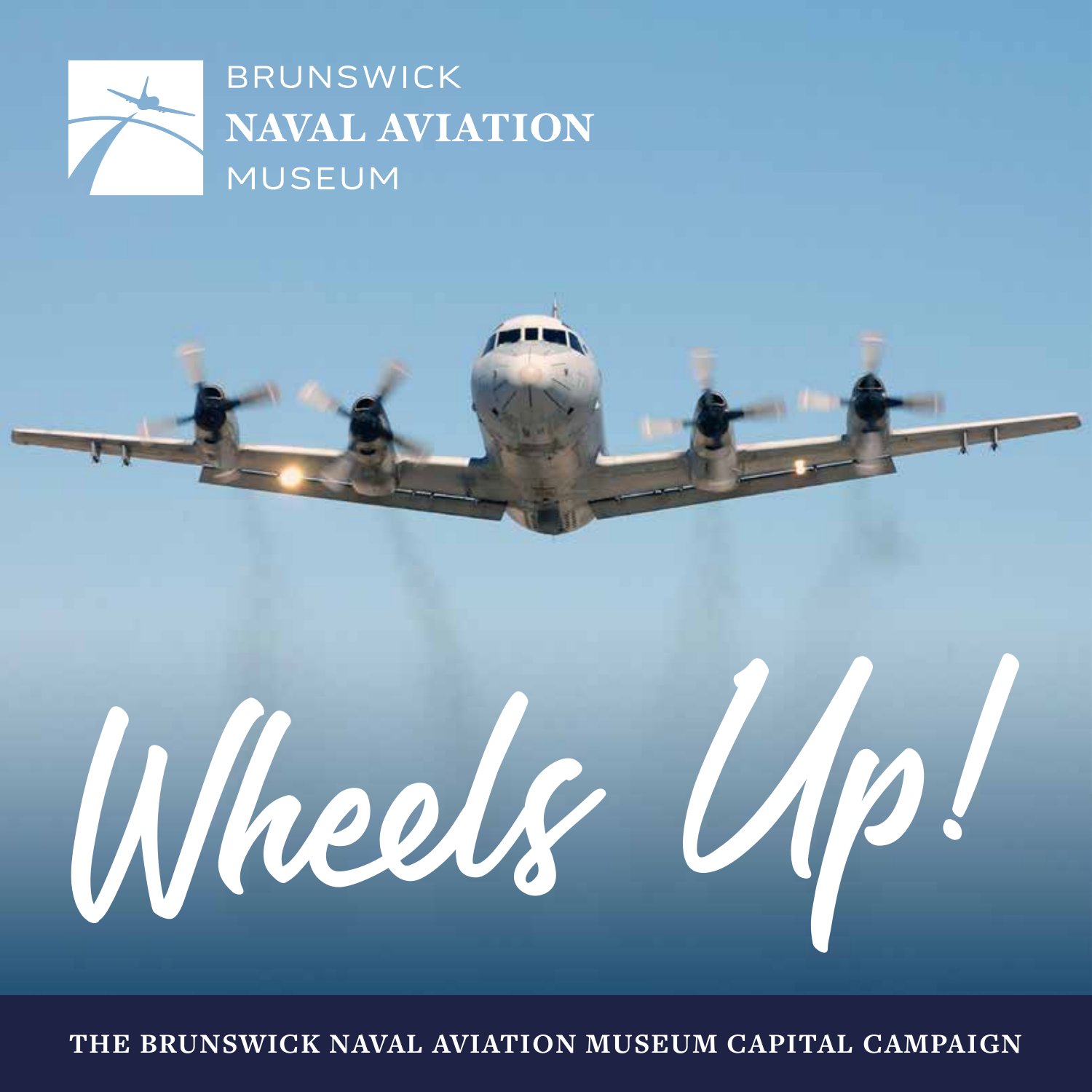BRUNSWICK
**NAVAL AVIATION**
MUSEUM

# Wheels Up!

**THE BRUNSWICK NAVAL AVIATION MUSEUM CAPITAL CAMPAIGN**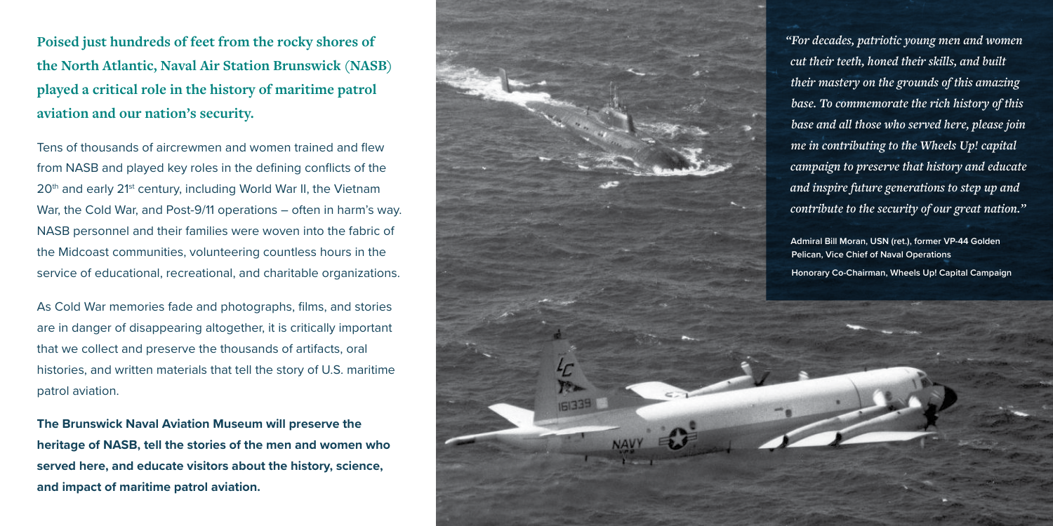**Poised just hundreds of feet from the rocky shores of the North Atlantic, Naval Air Station Brunswick (NASB) played a critical role in the history of maritime patrol aviation and our nation's security.**

Tens of thousands of aircrewmen and women trained and flew from NASB and played key roles in the defining conflicts of the 20th and early 21st century, including World War II, the Vietnam War, the Cold War, and Post-9/11 operations – often in harm's way. NASB personnel and their families were woven into the fabric of the Midcoast communities, volunteering countless hours in the service of educational, recreational, and charitable organizations.

As Cold War memories fade and photographs, films, and stories are in danger of disappearing altogether, it is critically important that we collect and preserve the thousands of artifacts, oral histories, and written materials that tell the story of U.S. maritime patrol aviation.

**The Brunswick Naval Aviation Museum will preserve the heritage of NASB, tell the stories of the men and women who served here, and educate visitors about the history, science, and impact of maritime patrol aviation.**

*"For decades, patriotic young men and women cut their teeth, honed their skills, and built their mastery on the grounds of this amazing base. To commemorate the rich history of this base and all those who served here, please join me in contributing to the Wheels Up! capital campaign to preserve that history and educate and inspire future generations to step up and contribute to the security of our great nation."*

**Admiral Bill Moran, USN (ret.), former VP-44 Golden Pelican, Vice Chief of Naval Operations**

**Honorary Co-Chairman, Wheels Up! Capital Campaign**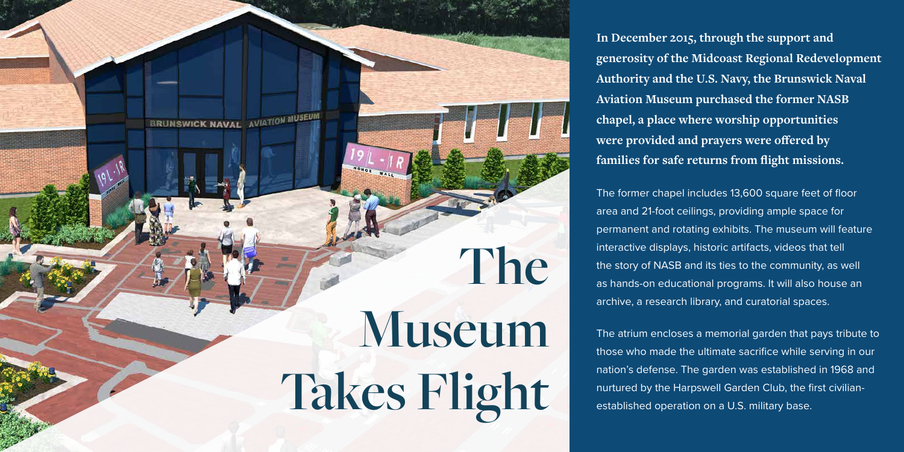# The Museum Takes Flight

**In December 2015, through the support and generosity of the Midcoast Regional Redevelopment Authority and the U.S. Navy, the Brunswick Naval Aviation Museum purchased the former NASB chapel, a place where worship opportunities were provided and prayers were offered by families for safe returns from flight missions.**

The former chapel includes 13,600 square feet of floor area and 21-foot ceilings, providing ample space for permanent and rotating exhibits. The museum will feature interactive displays, historic artifacts, videos that tell the story of NASB and its ties to the community, as well as hands-on educational programs. It will also house an archive, a research library, and curatorial spaces.

The atrium encloses a memorial garden that pays tribute to those who made the ultimate sacrifice while serving in our nation's defense. The garden was established in 1968 and nurtured by the Harpswell Garden Club, the first civilian-established operation on a U.S. military base.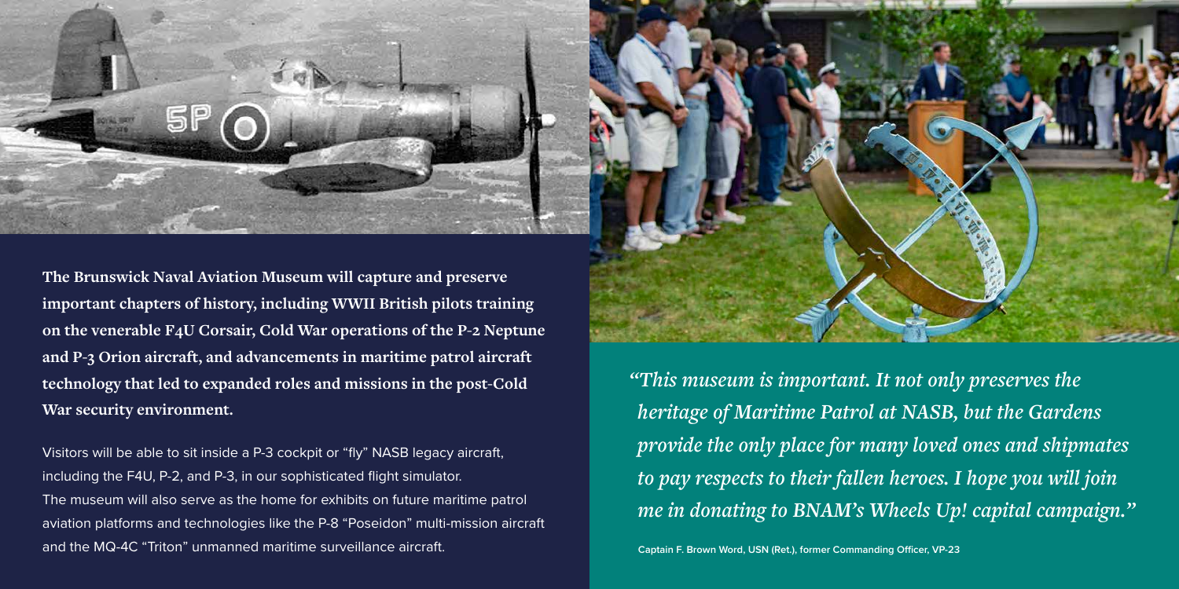**The Brunswick Naval Aviation Museum will capture and preserve important chapters of history, including WWII British pilots training on the venerable F4U Corsair, Cold War operations of the P-2 Neptune and P-3 Orion aircraft, and advancements in maritime patrol aircraft technology that led to expanded roles and missions in the post-Cold War security environment.**

Visitors will be able to sit inside a P-3 cockpit or "fly" NASB legacy aircraft, including the F4U, P-2, and P-3, in our sophisticated flight simulator. The museum will also serve as the home for exhibits on future maritime patrol aviation platforms and technologies like the P-8 "Poseidon" multi-mission aircraft and the MQ-4C "Triton" unmanned maritime surveillance aircraft.

*"This museum is important. It not only preserves the heritage of Maritime Patrol at NASB, but the Gardens provide the only place for many loved ones and shipmates to pay respects to their fallen heroes. I hope you will join me in donating to BNAM's Wheels Up! capital campaign."*

**Captain F. Brown Word, USN (Ret.), former Commanding Officer, VP-23**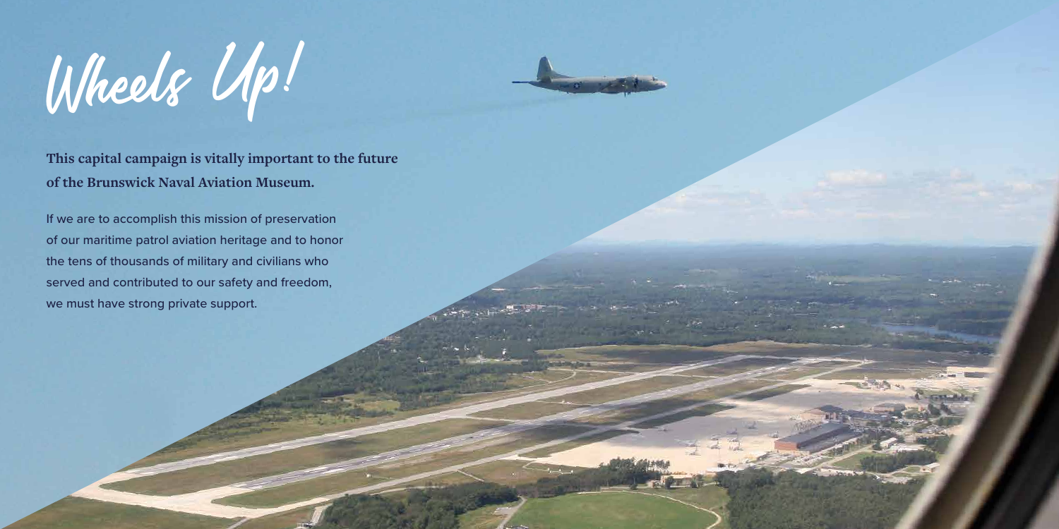# Wheels Up!

**This capital campaign is vitally important to the future of the Brunswick Naval Aviation Museum.**

If we are to accomplish this mission of preservation of our maritime patrol aviation heritage and to honor the tens of thousands of military and civilians who served and contributed to our safety and freedom, we must have strong private support.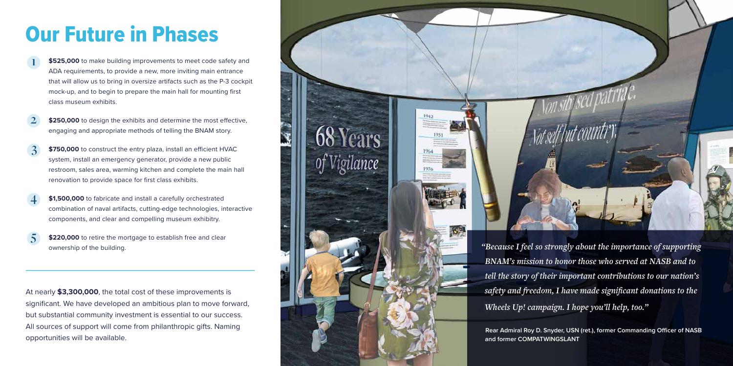# Our Future in Phases

1. **$525,000** to make building improvements to meet code safety and ADA requirements, to provide a new, more inviting main entrance that will allow us to bring in oversize artifacts such as the P-3 cockpit mock-up, and to begin to prepare the main hall for mounting first class museum exhibits.
2. **$250,000** to design the exhibits and determine the most effective, engaging and appropriate methods of telling the BNAM story.
3. **$750,000** to construct the entry plaza, install an efficient HVAC system, install an emergency generator, provide a new public restroom, sales area, warming kitchen and complete the main hall renovation to provide space for first class exhibits.
4. **$1,500,000** to fabricate and install a carefully orchestrated combination of naval artifacts, cutting-edge technologies, interactive components, and clear and compelling museum exhibitry.
5. **$220,000** to retire the mortgage to establish free and clear ownership of the building.

---

At nearly **$3,300,000**, the total cost of these improvements is significant. We have developed an ambitious plan to move forward, but substantial community investment is essential to our success. All sources of support will come from philanthropic gifts. Naming opportunities will be available.

*"Because I feel so strongly about the importance of supporting BNAM's mission to honor those who served at NASB and to tell the story of their important contributions to our nation's safety and freedom, I have made significant donations to the Wheels Up! campaign. I hope you'll help, too."*

**Rear Admiral Roy D. Snyder, USN (ret.), former Commanding Officer of NASB and former COMPATWINGSLANT**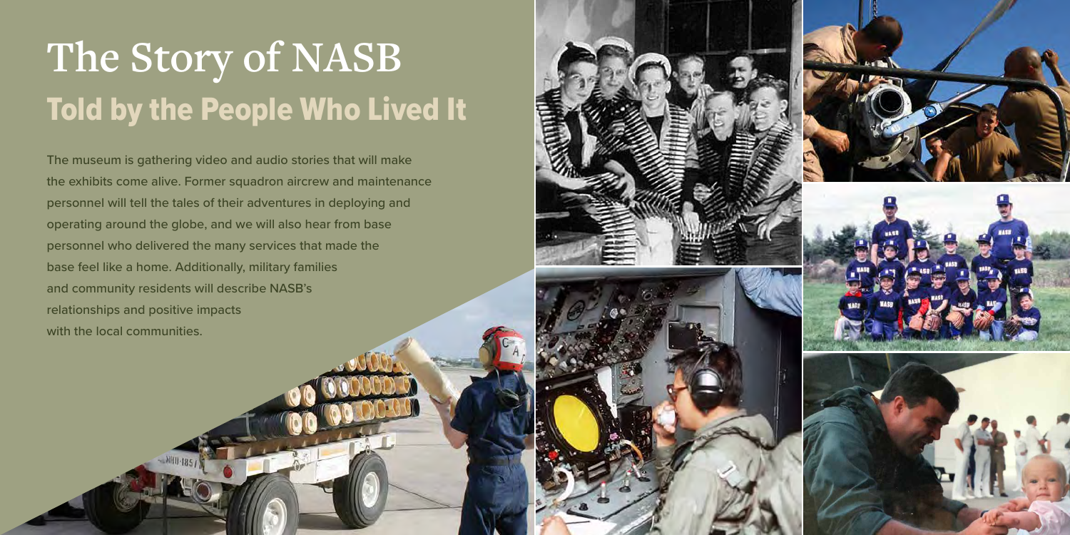# The Story of NASB

## Told by the People Who Lived It

The museum is gathering video and audio stories that will make the exhibits come alive. Former squadron aircrew and maintenance personnel will tell the tales of their adventures in deploying and operating around the globe, and we will also hear from base personnel who delivered the many services that made the base feel like a home. Additionally, military families and community residents will describe NASB's relationships and positive impacts with the local communities.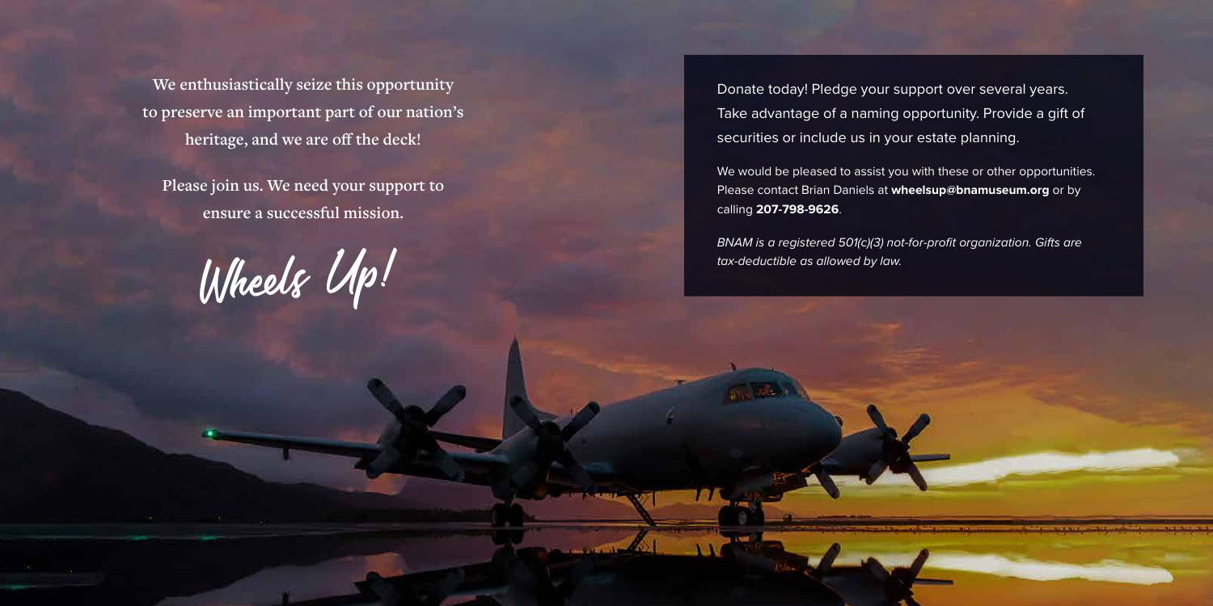We enthusiastically seize this opportunity to preserve an important part of our nation's heritage, and we are off the deck!

Please join us. We need your support to ensure a successful mission.

Wheels Up!

Donate today! Pledge your support over several years. Take advantage of a naming opportunity. Provide a gift of securities or include us in your estate planning.

We would be pleased to assist you with these or other opportunities. Please contact Brian Daniels at **wheelsup@bnamuseum.org** or by calling **207-798-9626**.

*BNAM is a registered 501(c)(3) not-for-profit organization. Gifts are tax-deductible as allowed by law.*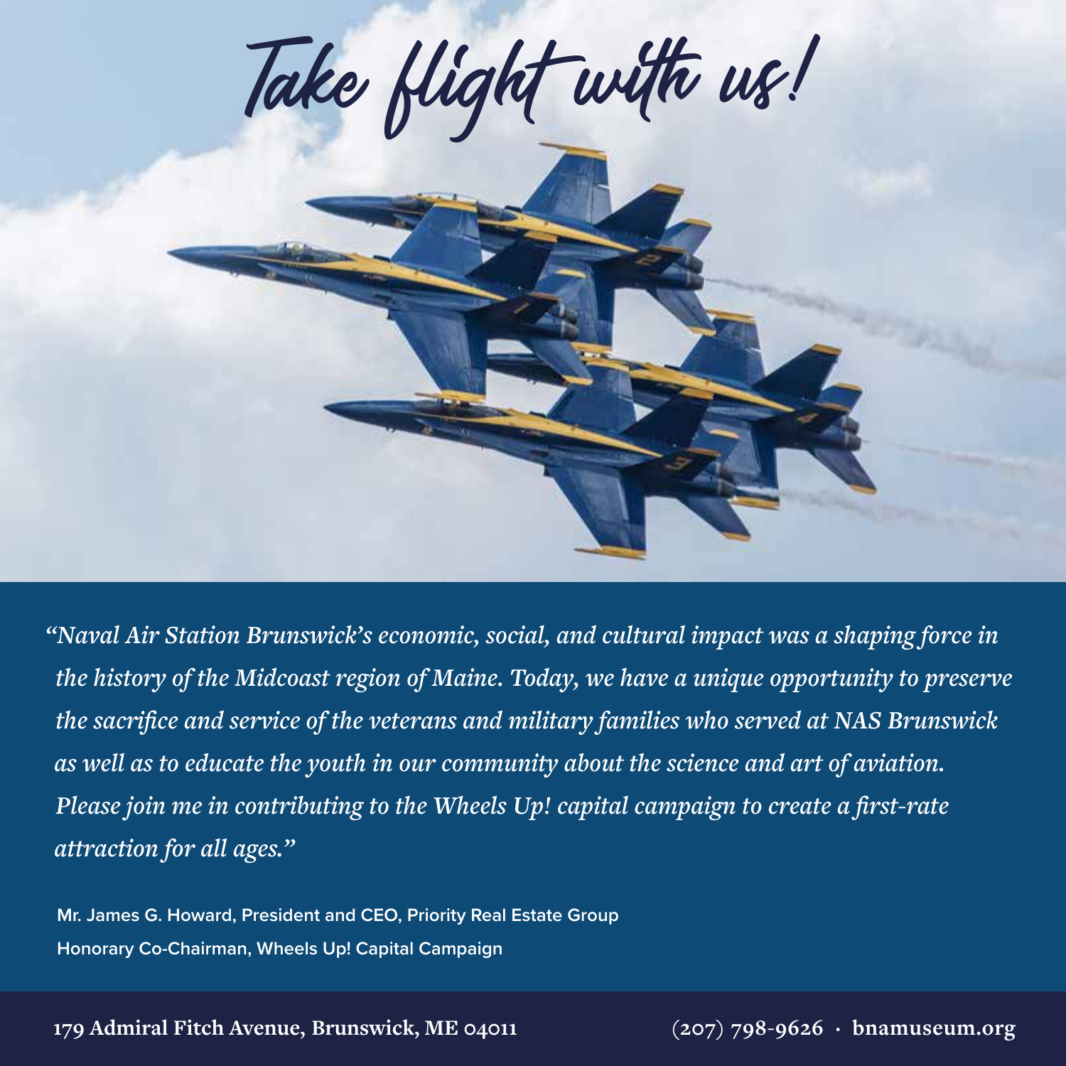# *Take flight with us!*

*"Naval Air Station Brunswick's economic, social, and cultural impact was a shaping force in the history of the Midcoast region of Maine. Today, we have a unique opportunity to preserve the sacrifice and service of the veterans and military families who served at NAS Brunswick as well as to educate the youth in our community about the science and art of aviation. Please join me in contributing to the Wheels Up! capital campaign to create a first-rate attraction for all ages."*

**Mr. James G. Howard, President and CEO, Priority Real Estate Group**
**Honorary Co-Chairman, Wheels Up! Capital Campaign**

**179 Admiral Fitch Avenue, Brunswick, ME 04011**

**(207) 798-9626 · bnamuseum.org**